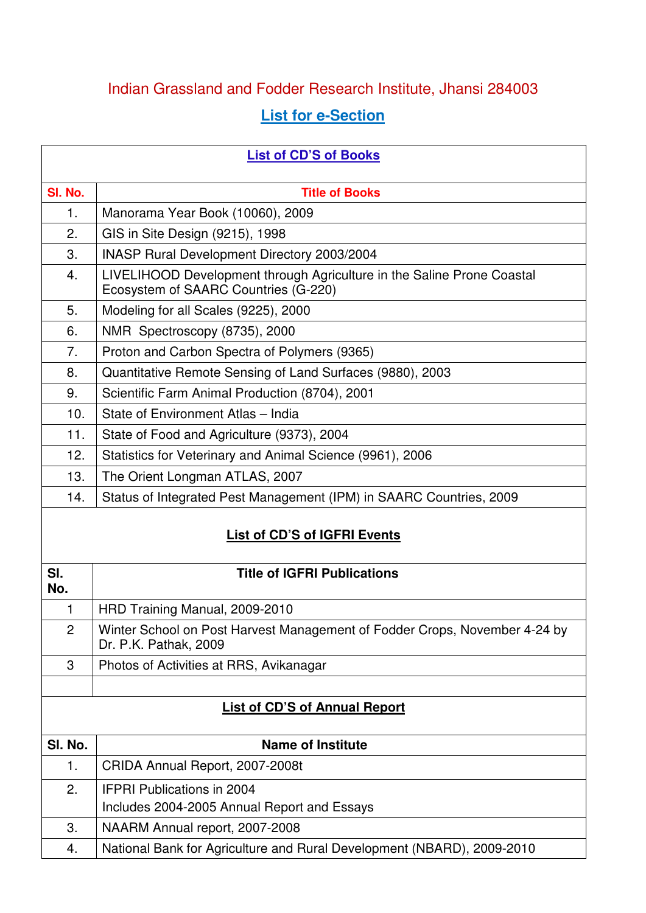# Indian Grassland and Fodder Research Institute, Jhansi 284003

## List for e-Section

### List of CD'S of Books

| Sl. No. | Title of Books |
|---|---|
| 1. | Manorama Year Book (10060), 2009 |
| 2. | GIS in Site Design (9215), 1998 |
| 3. | INASP Rural Development Directory 2003/2004 |
| 4. | LIVELIHOOD Development through Agriculture in the Saline Prone Coastal Ecosystem of SAARC Countries (G-220) |
| 5. | Modeling for all Scales (9225), 2000 |
| 6. | NMR Spectroscopy (8735), 2000 |
| 7. | Proton and Carbon Spectra of Polymers (9365) |
| 8. | Quantitative Remote Sensing of Land Surfaces (9880), 2003 |
| 9. | Scientific Farm Animal Production (8704), 2001 |
| 10. | State of Environment Atlas – India |
| 11. | State of Food and Agriculture (9373), 2004 |
| 12. | Statistics for Veterinary and Animal Science (9961), 2006 |
| 13. | The Orient Longman ATLAS, 2007 |
| 14. | Status of Integrated Pest Management (IPM) in SAARC Countries, 2009 |

### List of CD'S of IGFRI Events

| Sl. No. | Title of IGFRI Publications |
|---|---|
| 1 | HRD Training Manual, 2009-2010 |
| 2 | Winter School on Post Harvest Management of Fodder Crops, November 4-24 by Dr. P.K. Pathak, 2009 |
| 3 | Photos of Activities at RRS, Avikanagar |
| | |

### List of CD'S of Annual Report

| Sl. No. | Name of Institute |
|---|---|
| 1. | CRIDA Annual Report, 2007-2008t |
| 2. | IFPRI Publications in 2004<br>Includes 2004-2005 Annual Report and Essays |
| 3. | NAARM Annual report, 2007-2008 |
| 4. | National Bank for Agriculture and Rural Development (NBARD), 2009-2010 |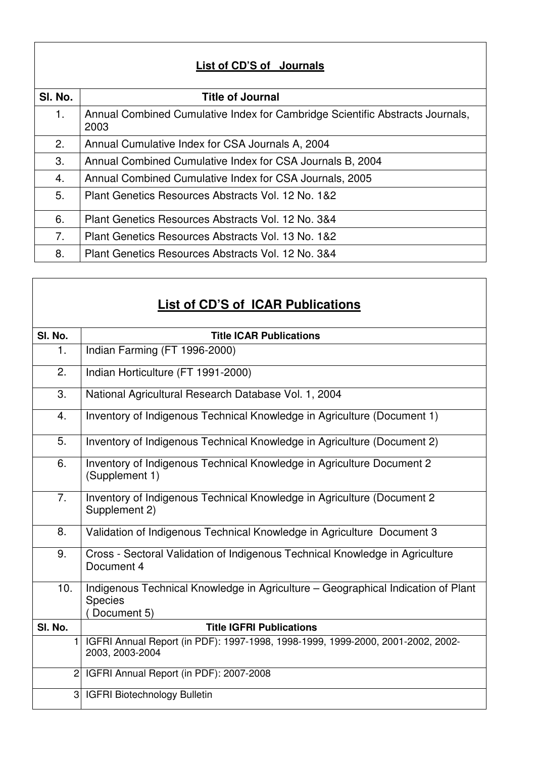| List of CD'S of Journals | |
|---|---|
| **Sl. No.** | **Title of Journal** |
| 1. | Annual Combined Cumulative Index for Cambridge Scientific Abstracts Journals, 2003 |
| 2. | Annual Cumulative Index for CSA Journals A, 2004 |
| 3. | Annual Combined Cumulative Index for CSA Journals B, 2004 |
| 4. | Annual Combined Cumulative Index for CSA Journals, 2005 |
| 5. | Plant Genetics Resources Abstracts Vol. 12 No. 1&2 |
| 6. | Plant Genetics Resources Abstracts Vol. 12 No. 3&4 |
| 7. | Plant Genetics Resources Abstracts Vol. 13 No. 1&2 |
| 8. | Plant Genetics Resources Abstracts Vol. 12 No. 3&4 |

| List of CD'S of ICAR Publications | |
|---|---|
| **Sl. No.** | **Title ICAR Publications** |
| 1. | Indian Farming (FT 1996-2000) |
| 2. | Indian Horticulture (FT 1991-2000) |
| 3. | National Agricultural Research Database Vol. 1, 2004 |
| 4. | Inventory of Indigenous Technical Knowledge in Agriculture (Document 1) |
| 5. | Inventory of Indigenous Technical Knowledge in Agriculture (Document 2) |
| 6. | Inventory of Indigenous Technical Knowledge in Agriculture Document 2 (Supplement 1) |
| 7. | Inventory of Indigenous Technical Knowledge in Agriculture (Document 2 Supplement 2) |
| 8. | Validation of Indigenous Technical Knowledge in Agriculture Document 3 |
| 9. | Cross - Sectoral Validation of Indigenous Technical Knowledge in Agriculture Document 4 |
| 10. | Indigenous Technical Knowledge in Agriculture – Geographical Indication of Plant Species ( Document 5) |
| **Sl. No.** | **Title IGFRI Publications** |
| 1 | IGFRI Annual Report (in PDF): 1997-1998, 1998-1999, 1999-2000, 2001-2002, 2002-2003, 2003-2004 |
| 2 | IGFRI Annual Report (in PDF): 2007-2008 |
| 3 | IGFRI Biotechnology Bulletin |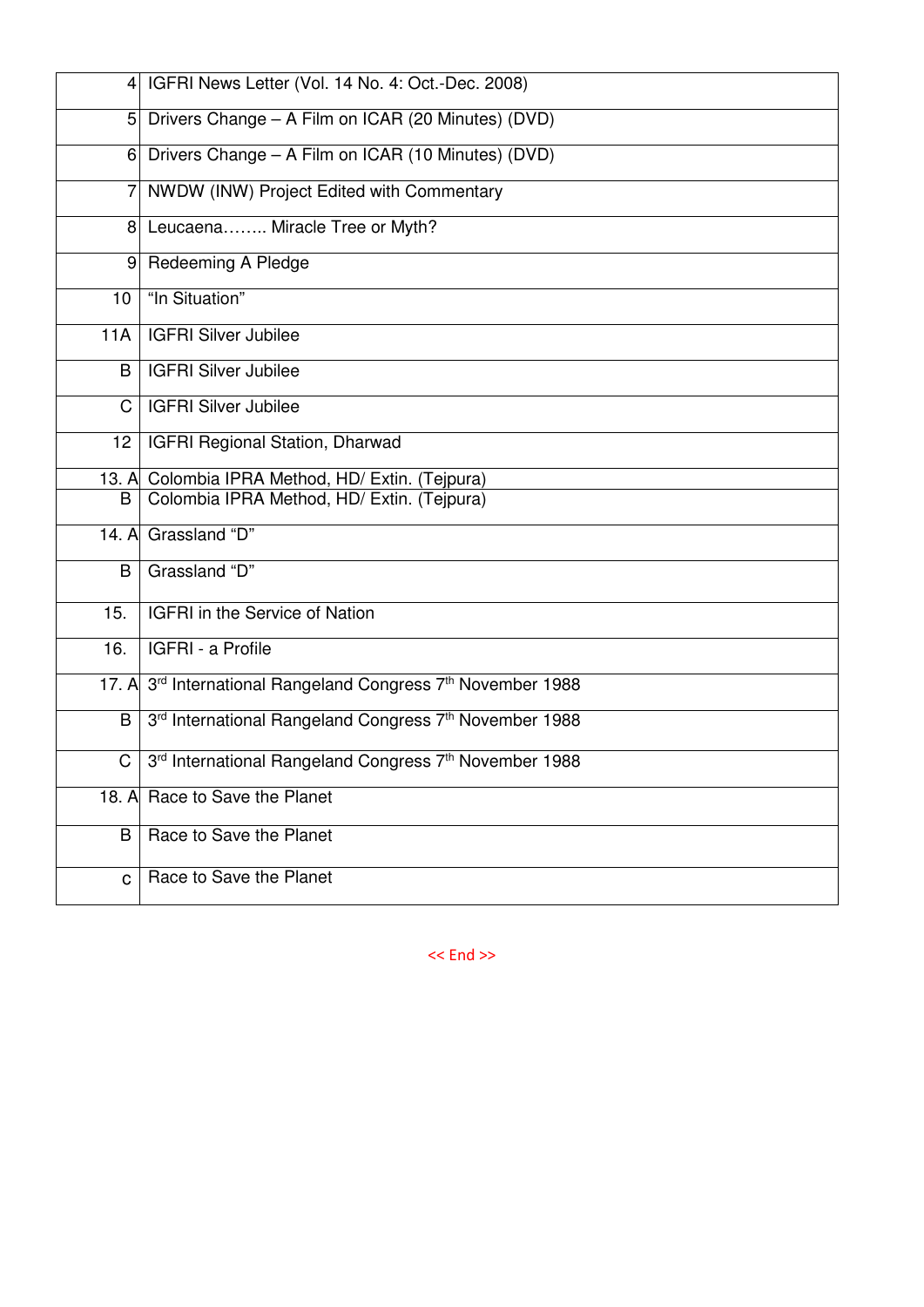| | |
|---|---|
| 4 | IGFRI News Letter (Vol. 14 No. 4: Oct.-Dec. 2008) |
| 5 | Drivers Change – A Film on ICAR (20 Minutes) (DVD) |
| 6 | Drivers Change – A Film on ICAR (10 Minutes) (DVD) |
| 7 | NWDW (INW) Project Edited with Commentary |
| 8 | Leucaena…….. Miracle Tree or Myth? |
| 9 | Redeeming A Pledge |
| 10 | "In Situation" |
| 11A | IGFRI Silver Jubilee |
| B | IGFRI Silver Jubilee |
| C | IGFRI Silver Jubilee |
| 12 | IGFRI Regional Station, Dharwad |
| 13. A | Colombia IPRA Method, HD/ Extin. (Tejpura) |
| B | Colombia IPRA Method, HD/ Extin. (Tejpura) |
| 14. A | Grassland "D" |
| B | Grassland "D" |
| 15. | IGFRI in the Service of Nation |
| 16. | IGFRI - a Profile |
| 17. A | 3rd International Rangeland Congress 7th November 1988 |
| B | 3rd International Rangeland Congress 7th November 1988 |
| C | 3rd International Rangeland Congress 7th November 1988 |
| 18. A | Race to Save the Planet |
| B | Race to Save the Planet |
| c | Race to Save the Planet |

<< End >>